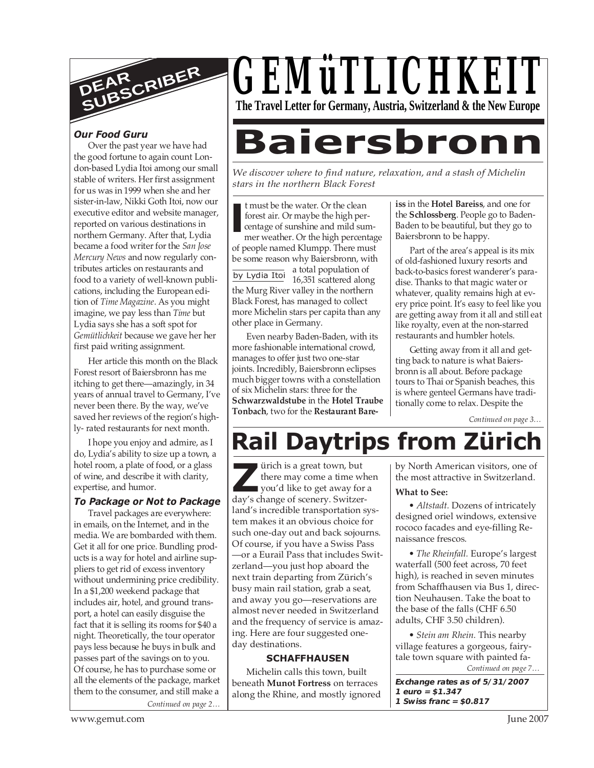# GEMüTLICHKEIT

**The Travel Letter for Germany, Austria, Switzerland & the New Europe**

## DEAR SUBSCRIBER

### *Our Food Guru*

Over the past year we have had the good fortune to again count London-based Lydia Itoi among our small stable of writers. Her first assignment for us was in 1999 when she and her sister-in-law, Nikki Goth Itoi, now our executive editor and website manager, reported on various destinations in northern Germany. After that, Lydia became a food writer for the *San Jose Mercury News* and now regularly contributes articles on restaurants and food to a variety of well-known publications, including the European edition of *Time Magazine*. As you might imagine, we pay less than *Time* but Lydia says she has a soft spot for *Gemütlichkeit* because we gave her her first paid writing assignment.

Her article this month on the Black Forest resort of Baiersbronn has me itching to get there—amazingly, in 34 years of annual travel to Germany, I've never been there. By the way, we've saved her reviews of the region's highly- rated restaurants for next month.

I hope you enjoy and admire, as I do, Lydia's ability to size up a town, a hotel room, a plate of food, or a glass of wine, and describe it with clarity, expertise, and humor.

### *To Package or Not to Package*

Travel packages are everywhere: in emails, on the Internet, and in the media. We are bombarded with them. Get it all for one price. Bundling products is a way for hotel and airline suppliers to get rid of excess inventory without undermining price credibility. In a $1,200 weekend package that includes air, hotel, and ground transport, a hotel can easily disguise the fact that it is selling its rooms for $40 a night. Theoretically, the tour operator pays less because he buys in bulk and passes part of the savings on to you. Of course, he has to purchase some or all the elements of the package, market them to the consumer, and still make a

*Continued on page 2…*

# Baiersbronn

*We discover where to find nature, relaxation, and a stash of Michelin stars in the northern Black Forest*

by Lydia Itoi

It must be the water. Or the clean forest air. Or maybe the high percentage of sunshine and mild summer weather. Or the high percentage of people named Klumpp. There must be some reason why Baiersbronn, with a total population of 16,351 scattered along the Murg River valley in the northern Black Forest, has managed to collect more Michelin stars per capita than any other place in Germany.

Even nearby Baden-Baden, with its more fashionable international crowd, manages to offer just two one-star joints. Incredibly, Baiersbronn eclipses much bigger towns with a constellation of six Michelin stars: three for the **Schwarzwaldstube** in the **Hotel Traube Tonbach**, two for the **Restaurant Bareiss** in the **Hotel Bareiss**, and one for the **Schlossberg**. People go to Baden-Baden to be beautiful, but they go to Baiersbronn to be happy.

Part of the area's appeal is its mix of old-fashioned luxury resorts and back-to-basics forest wanderer's paradise. Thanks to that magic water or whatever, quality remains high at every price point. It's easy to feel like you are getting away from it all and still eat like royalty, even at the non-starred restaurants and humbler hotels.

Getting away from it all and getting back to nature is what Baiersbronn is all about. Before package tours to Thai or Spanish beaches, this is where genteel Germans have traditionally come to relax. Despite the

*Continued on page 3…*

# Rail Daytrips from Zürich

Zürich is a great town, but there may come a time when you'd like to get away for a day's change of scenery. Switzerland's incredible transportation system makes it an obvious choice for such one-day out and back sojourns. Of course, if you have a Swiss Pass—or a Eurail Pass that includes Switzerland—you just hop aboard the next train departing from Zürich's busy main rail station, grab a seat, and away you go—reservations are almost never needed in Switzerland and the frequency of service is amazing. Here are four suggested one-day destinations.

### SCHAFFHAUSEN

Michelin calls this town, built beneath **Munot Fortress** on terraces along the Rhine, and mostly ignored by North American visitors, one of the most attractive in Switzerland.

**What to See:**

• *Altstadt.* Dozens of intricately designed oriel windows, extensive rococo facades and eye-filling Renaissance frescos.

• *The Rheinfall.* Europe's largest waterfall (500 feet across, 70 feet high), is reached in seven minutes from Schaffhausen via Bus 1, direction Neuhausen. Take the boat to the base of the falls (CHF 6.50 adults, CHF 3.50 children).

• *Stein am Rhein.* This nearby village features a gorgeous, fairytale town square with painted fa-

*Continued on page 7…*

***Exchange rates as of 5/31/2007***
***1 euro = $1.347***
***1 Swiss franc = $0.817***

www.gemut.com — June 2007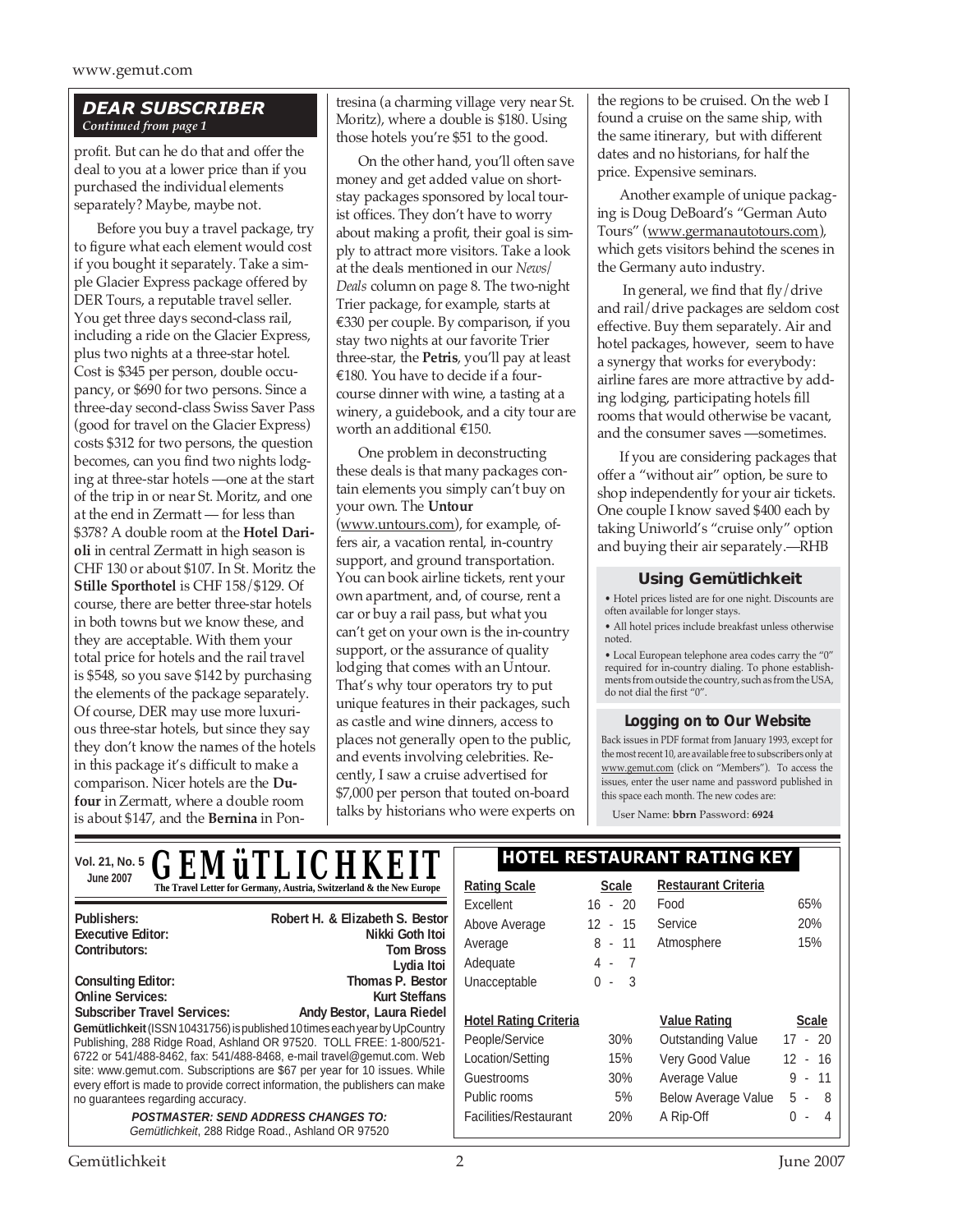### DEAR SUBSCRIBER

*Continued from page 1*

profit. But can he do that and offer the deal to you at a lower price than if you purchased the individual elements separately? Maybe, maybe not.

Before you buy a travel package, try to figure what each element would cost if you bought it separately. Take a simple Glacier Express package offered by DER Tours, a reputable travel seller. You get three days second-class rail, including a ride on the Glacier Express, plus two nights at a three-star hotel. Cost is $345 per person, double occupancy, or $690 for two persons. Since a three-day second-class Swiss Saver Pass (good for travel on the Glacier Express) costs $312 for two persons, the question becomes, can you find two nights lodging at three-star hotels —one at the start of the trip in or near St. Moritz, and one at the end in Zermatt — for less than $378? A double room at the **Hotel Darioli** in central Zermatt in high season is CHF 130 or about $107. In St. Moritz the **Stille Sporthotel** is CHF 158/$129. Of course, there are better three-star hotels in both towns but we know these, and they are acceptable. With them your total price for hotels and the rail travel is $548, so you save $142 by purchasing the elements of the package separately. Of course, DER may use more luxurious three-star hotels, but since they say they don't know the names of the hotels in this package it's difficult to make a comparison. Nicer hotels are the **Dufour** in Zermatt, where a double room is about $147, and the **Bernina** in Pontresina (a charming village very near St. Moritz), where a double is $180. Using those hotels you're $51 to the good.

On the other hand, you'll often save money and get added value on short-stay packages sponsored by local tourist offices. They don't have to worry about making a profit, their goal is simply to attract more visitors. Take a look at the deals mentioned in our *News/Deals* column on page 8. The two-night Trier package, for example, starts at €330 per couple. By comparison, if you stay two nights at our favorite Trier three-star, the **Petris**, you'll pay at least €180. You have to decide if a four-course dinner with wine, a tasting at a winery, a guidebook, and a city tour are worth an additional €150.

One problem in deconstructing these deals is that many packages contain elements you simply can't buy on your own. The **Untour** (www.untours.com), for example, offers air, a vacation rental, in-country support, and ground transportation. You can book airline tickets, rent your own apartment, and, of course, rent a car or buy a rail pass, but what you can't get on your own is the in-country support, or the assurance of quality lodging that comes with an Untour. That's why tour operators try to put unique features in their packages, such as castle and wine dinners, access to places not generally open to the public, and events involving celebrities. Recently, I saw a cruise advertised for $7,000 per person that touted on-board talks by historians who were experts on the regions to be cruised. On the web I found a cruise on the same ship, with the same itinerary, but with different dates and no historians, for half the price. Expensive seminars.

Another example of unique packaging is Doug DeBoard's "German Auto Tours" (www.germanautotours.com), which gets visitors behind the scenes in the Germany auto industry.

In general, we find that fly/drive and rail/drive packages are seldom cost effective. Buy them separately. Air and hotel packages, however, seem to have a synergy that works for everybody: airline fares are more attractive by adding lodging, participating hotels fill rooms that would otherwise be vacant, and the consumer saves —sometimes.

If you are considering packages that offer a "without air" option, be sure to shop independently for your air tickets. One couple I know saved $400 each by taking Uniworld's "cruise only" option and buying their air separately.—RHB

#### Using Gemütlichkeit

- Hotel prices listed are for one night. Discounts are often available for longer stays.
- All hotel prices include breakfast unless otherwise noted.
- Local European telephone area codes carry the "0" required for in-country dialing. To phone establishments from outside the country, such as from the USA, do not dial the first "0".

#### Logging on to Our Website

Back issues in PDF format from January 1993, except for the most recent 10, are available free to subscribers only at www.gemut.com (click on "Members"). To access the issues, enter the user name and password published in this space each month. The new codes are:

User Name: **bbrn** Password: **6924**

---

Vol. 21, No. 5
June 2007

# GEMüTLICHKEIT

**The Travel Letter for Germany, Austria, Switzerland & the New Europe**

**Publishers:** Robert H. & Elizabeth S. Bestor
**Executive Editor:** Nikki Goth Itoi
**Contributors:** Tom Bross, Lydia Itoi
**Consulting Editor:** Thomas P. Bestor
**Online Services:** Kurt Steffans
**Subscriber Travel Services:** Andy Bestor, Laura Riedel

**Gemütlichkeit** (ISSN 10431756) is published 10 times each year by UpCountry Publishing, 288 Ridge Road, Ashland OR 97520. TOLL FREE: 1-800/521-6722 or 541/488-8462, fax: 541/488-8468, e-mail travel@gemut.com. Web site: www.gemut.com. Subscriptions are $67 per year for 10 issues. While every effort is made to provide correct information, the publishers can make no guarantees regarding accuracy.

***POSTMASTER: SEND ADDRESS CHANGES TO:***
*Gemütlichkeit*, 288 Ridge Road., Ashland OR 97520

### HOTEL RESTAURANT RATING KEY

| Rating Scale | Scale |
|---|---|
| Excellent | 16 - 20 |
| Above Average | 12 - 15 |
| Average | 8 - 11 |
| Adequate | 4 - 7 |
| Unacceptable | 0 - 3 |

| Restaurant Criteria | |
|---|---|
| Food | 65% |
| Service | 20% |
| Atmosphere | 15% |

| Hotel Rating Criteria | |
|---|---|
| People/Service | 30% |
| Location/Setting | 15% |
| Guestrooms | 30% |
| Public rooms | 5% |
| Facilities/Restaurant | 20% |

| Value Rating | Scale |
|---|---|
| Outstanding Value | 17 - 20 |
| Very Good Value | 12 - 16 |
| Average Value | 9 - 11 |
| Below Average Value | 5 - 8 |
| A Rip-Off | 0 - 4 |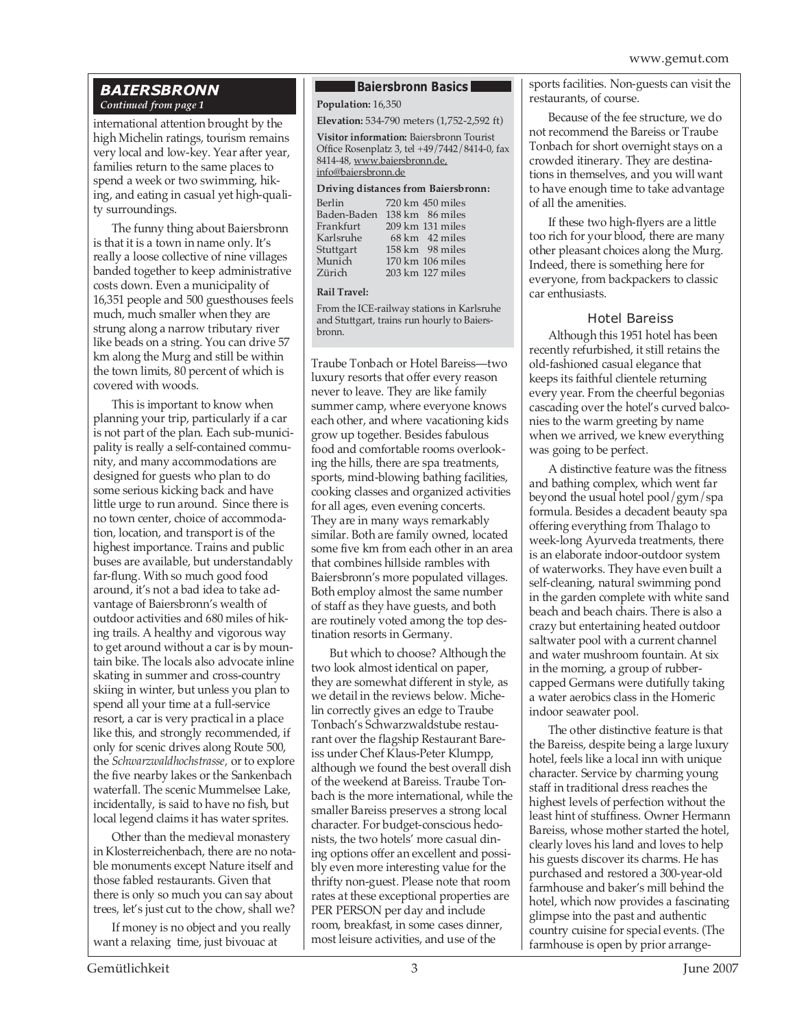## BAIERSBRONN

*Continued from page 1*

international attention brought by the high Michelin ratings, tourism remains very local and low-key. Year after year, families return to the same places to spend a week or two swimming, hiking, and eating in casual yet high-quality surroundings.

The funny thing about Baiersbronn is that it is a town in name only. It's really a loose collective of nine villages banded together to keep administrative costs down. Even a municipality of 16,351 people and 500 guesthouses feels much, much smaller when they are strung along a narrow tributary river like beads on a string. You can drive 57 km along the Murg and still be within the town limits, 80 percent of which is covered with woods.

This is important to know when planning your trip, particularly if a car is not part of the plan. Each sub-municipality is really a self-contained community, and many accommodations are designed for guests who plan to do some serious kicking back and have little urge to run around. Since there is no town center, choice of accommodation, location, and transport is of the highest importance. Trains and public buses are available, but understandably far-flung. With so much good food around, it's not a bad idea to take advantage of Baiersbronn's wealth of outdoor activities and 680 miles of hiking trails. A healthy and vigorous way to get around without a car is by mountain bike. The locals also advocate inline skating in summer and cross-country skiing in winter, but unless you plan to spend all your time at a full-service resort, a car is very practical in a place like this, and strongly recommended, if only for scenic drives along Route 500, the *Schwarzwaldhochstrasse,* or to explore the five nearby lakes or the Sankenbach waterfall. The scenic Mummelsee Lake, incidentally, is said to have no fish, but local legend claims it has water sprites.

Other than the medieval monastery in Klosterreichenbach, there are no notable monuments except Nature itself and those fabled restaurants. Given that there is only so much you can say about trees, let's just cut to the chow, shall we?

If money is no object and you really want a relaxing time, just bivouac at Traube Tonbach or Hotel Bareiss—two luxury resorts that offer every reason never to leave. They are like family summer camp, where everyone knows each other, and where vacationing kids grow up together. Besides fabulous food and comfortable rooms overlooking the hills, there are spa treatments, sports, mind-blowing bathing facilities, cooking classes and organized activities for all ages, even evening concerts. They are in many ways remarkably similar. Both are family owned, located some five km from each other in an area that combines hillside rambles with Baiersbronn's more populated villages. Both employ almost the same number of staff as they have guests, and both are routinely voted among the top destination resorts in Germany.

But which to choose? Although the two look almost identical on paper, they are somewhat different in style, as we detail in the reviews below. Michelin correctly gives an edge to Traube Tonbach's Schwarzwaldstube restaurant over the flagship Restaurant Bareiss under Chef Klaus-Peter Klumpp, although we found the best overall dish of the weekend at Bareiss. Traube Tonbach is the more international, while the smaller Bareiss preserves a strong local character. For budget-conscious hedonists, the two hotels' more casual dining options offer an excellent and possibly even more interesting value for the thrifty non-guest. Please note that room rates at these exceptional properties are PER PERSON per day and include room, breakfast, in some cases dinner, most leisure activities, and use of the sports facilities. Non-guests can visit the restaurants, of course.

Because of the fee structure, we do not recommend the Bareiss or Traube Tonbach for short overnight stays on a crowded itinerary. They are destinations in themselves, and you will want to have enough time to take advantage of all the amenities.

If these two high-flyers are a little too rich for your blood, there are many other pleasant choices along the Murg. Indeed, there is something here for everyone, from backpackers to classic car enthusiasts.

### Baiersbronn Basics

**Population:** 16,350

**Elevation:** 534-790 meters (1,752-2,592 ft)

**Visitor information:** Baiersbronn Tourist Office Rosenplatz 3, tel +49/7442/8414-0, fax 8414-48, www.baiersbronn.de, info@baiersbronn.de

**Driving distances from Baiersbronn:**

| | | |
|---|---|---|
| Berlin | 720 km | 450 miles |
| Baden-Baden | 138 km | 86 miles |
| Frankfurt | 209 km | 131 miles |
| Karlsruhe | 68 km | 42 miles |
| Stuttgart | 158 km | 98 miles |
| Munich | 170 km | 106 miles |
| Zürich | 203 km | 127 miles |

**Rail Travel:**

From the ICE-railway stations in Karlsruhe and Stuttgart, trains run hourly to Baiersbronn.

### Hotel Bareiss

Although this 1951 hotel has been recently refurbished, it still retains the old-fashioned casual elegance that keeps its faithful clientele returning every year. From the cheerful begonias cascading over the hotel's curved balconies to the warm greeting by name when we arrived, we knew everything was going to be perfect.

A distinctive feature was the fitness and bathing complex, which went far beyond the usual hotel pool/gym/spa formula. Besides a decadent beauty spa offering everything from Thalago to week-long Ayurveda treatments, there is an elaborate indoor-outdoor system of waterworks. They have even built a self-cleaning, natural swimming pond in the garden complete with white sand beach and beach chairs. There is also a crazy but entertaining heated outdoor saltwater pool with a current channel and water mushroom fountain. At six in the morning, a group of rubber-capped Germans were dutifully taking a water aerobics class in the Homeric indoor seawater pool.

The other distinctive feature is that the Bareiss, despite being a large luxury hotel, feels like a local inn with unique character. Service by charming young staff in traditional dress reaches the highest levels of perfection without the least hint of stuffiness. Owner Hermann Bareiss, whose mother started the hotel, clearly loves his land and loves to help his guests discover its charms. He has purchased and restored a 300-year-old farmhouse and baker's mill behind the hotel, which now provides a fascinating glimpse into the past and authentic country cuisine for special events. (The farmhouse is open by prior arrange-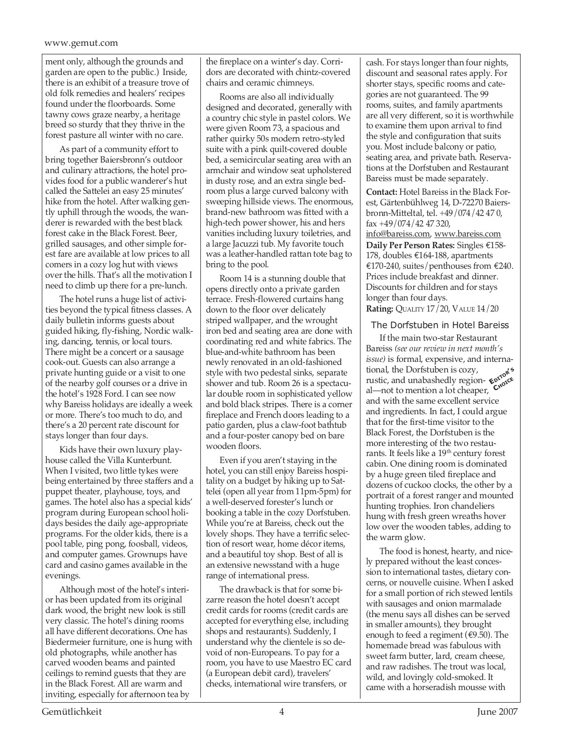ment only, although the grounds and garden are open to the public.) Inside, there is an exhibit of a treasure trove of old folk remedies and healers' recipes found under the floorboards. Some tawny cows graze nearby, a heritage breed so sturdy that they thrive in the forest pasture all winter with no care.

As part of a community effort to bring together Baiersbronn's outdoor and culinary attractions, the hotel provides food for a public wanderer's hut called the Sattelei an easy 25 minutes' hike from the hotel. After walking gently uphill through the woods, the wanderer is rewarded with the best black forest cake in the Black Forest. Beer, grilled sausages, and other simple forest fare are available at low prices to all comers in a cozy log hut with views over the hills. That's all the motivation I need to climb up there for a pre-lunch.

The hotel runs a huge list of activities beyond the typical fitness classes. A daily bulletin informs guests about guided hiking, fly-fishing, Nordic walking, dancing, tennis, or local tours. There might be a concert or a sausage cook-out. Guests can also arrange a private hunting guide or a visit to one of the nearby golf courses or a drive in the hotel's 1928 Ford. I can see now why Bareiss holidays are ideally a week or more. There's too much to do, and there's a 20 percent rate discount for stays longer than four days.

Kids have their own luxury playhouse called the Villa Kunterbunt. When I visited, two little tykes were being entertained by three staffers and a puppet theater, playhouse, toys, and games. The hotel also has a special kids' program during European school holidays besides the daily age-appropriate programs. For the older kids, there is a pool table, ping pong, foosball, videos, and computer games. Grownups have card and casino games available in the evenings.

Although most of the hotel's interior has been updated from its original dark wood, the bright new look is still very classic. The hotel's dining rooms all have different decorations. One has Biedermeier furniture, one is hung with old photographs, while another has carved wooden beams and painted ceilings to remind guests that they are in the Black Forest. All are warm and inviting, especially for afternoon tea by the fireplace on a winter's day. Corridors are decorated with chintz-covered chairs and ceramic chimneys.

Rooms are also all individually designed and decorated, generally with a country chic style in pastel colors. We were given Room 73, a spacious and rather quirky 50s modern retro-styled suite with a pink quilt-covered double bed, a semicircular seating area with an armchair and window seat upholstered in dusty rose, and an extra single bedroom plus a large curved balcony with sweeping hillside views. The enormous, brand-new bathroom was fitted with a high-tech power shower, his and hers vanities including luxury toiletries, and a large Jacuzzi tub. My favorite touch was a leather-handled rattan tote bag to bring to the pool.

Room 14 is a stunning double that opens directly onto a private garden terrace. Fresh-flowered curtains hang down to the floor over delicately striped wallpaper, and the wrought iron bed and seating area are done with coordinating red and white fabrics. The blue-and-white bathroom has been newly renovated in an old-fashioned style with two pedestal sinks, separate shower and tub. Room 26 is a spectacular double room in sophisticated yellow and bold black stripes. There is a corner fireplace and French doors leading to a patio garden, plus a claw-foot bathtub and a four-poster canopy bed on bare wooden floors.

Even if you aren't staying in the hotel, you can still enjoy Bareiss hospitality on a budget by hiking up to Sattelei (open all year from 11pm-5pm) for a well-deserved forester's lunch or booking a table in the cozy Dorfstuben. While you're at Bareiss, check out the lovely shops. They have a terrific selection of resort wear, home décor items, and a beautiful toy shop. Best of all is an extensive newsstand with a huge range of international press.

The drawback is that for some bizarre reason the hotel doesn't accept credit cards for rooms (credit cards are accepted for everything else, including shops and restaurants). Suddenly, I understand why the clientele is so devoid of non-Europeans. To pay for a room, you have to use Maestro EC card (a European debit card), travelers' checks, international wire transfers, or cash. For stays longer than four nights, discount and seasonal rates apply. For shorter stays, specific rooms and categories are not guaranteed. The 99 rooms, suites, and family apartments are all very different, so it is worthwhile to examine them upon arrival to find the style and configuration that suits you. Most include balcony or patio, seating area, and private bath. Reservations at the Dorfstuben and Restaurant Bareiss must be made separately.

**Contact:** Hotel Bareiss in the Black Forest, Gärtenbühlweg 14, D-72270 Baiersbronn-Mitteltal, tel. +49/074/42 47 0, fax +49/074/42 47 320, info@bareiss.com, www.bareiss.com

**Daily Per Person Rates:** Singles €158-178, doubles €164-188, apartments €170-240, suites/penthouses from €240. Prices include breakfast and dinner. Discounts for children and for stays longer than four days.

**Rating:** QUALITY 17/20, VALUE 14/20

### The Dorfstuben in Hotel Bareiss

EDITOR'S CHOICE

If the main two-star Restaurant Bareiss *(see our review in next month's issue)* is formal, expensive, and international, the Dorfstuben is cozy, rustic, and unabashedly regional—not to mention a lot cheaper, and with the same excellent service and ingredients. In fact, I could argue that for the first-time visitor to the Black Forest, the Dorfstuben is the more interesting of the two restaurants. It feels like a 19th century forest cabin. One dining room is dominated by a huge green tiled fireplace and dozens of cuckoo clocks, the other by a portrait of a forest ranger and mounted hunting trophies. Iron chandeliers hung with fresh green wreaths hover low over the wooden tables, adding to the warm glow.

The food is honest, hearty, and nicely prepared without the least concession to international tastes, dietary concerns, or nouvelle cuisine. When I asked for a small portion of rich stewed lentils with sausages and onion marmalade (the menu says all dishes can be served in smaller amounts), they brought enough to feed a regiment (€9.50). The homemade bread was fabulous with sweet farm butter, lard, cream cheese, and raw radishes. The trout was local, wild, and lovingly cold-smoked. It came with a horseradish mousse with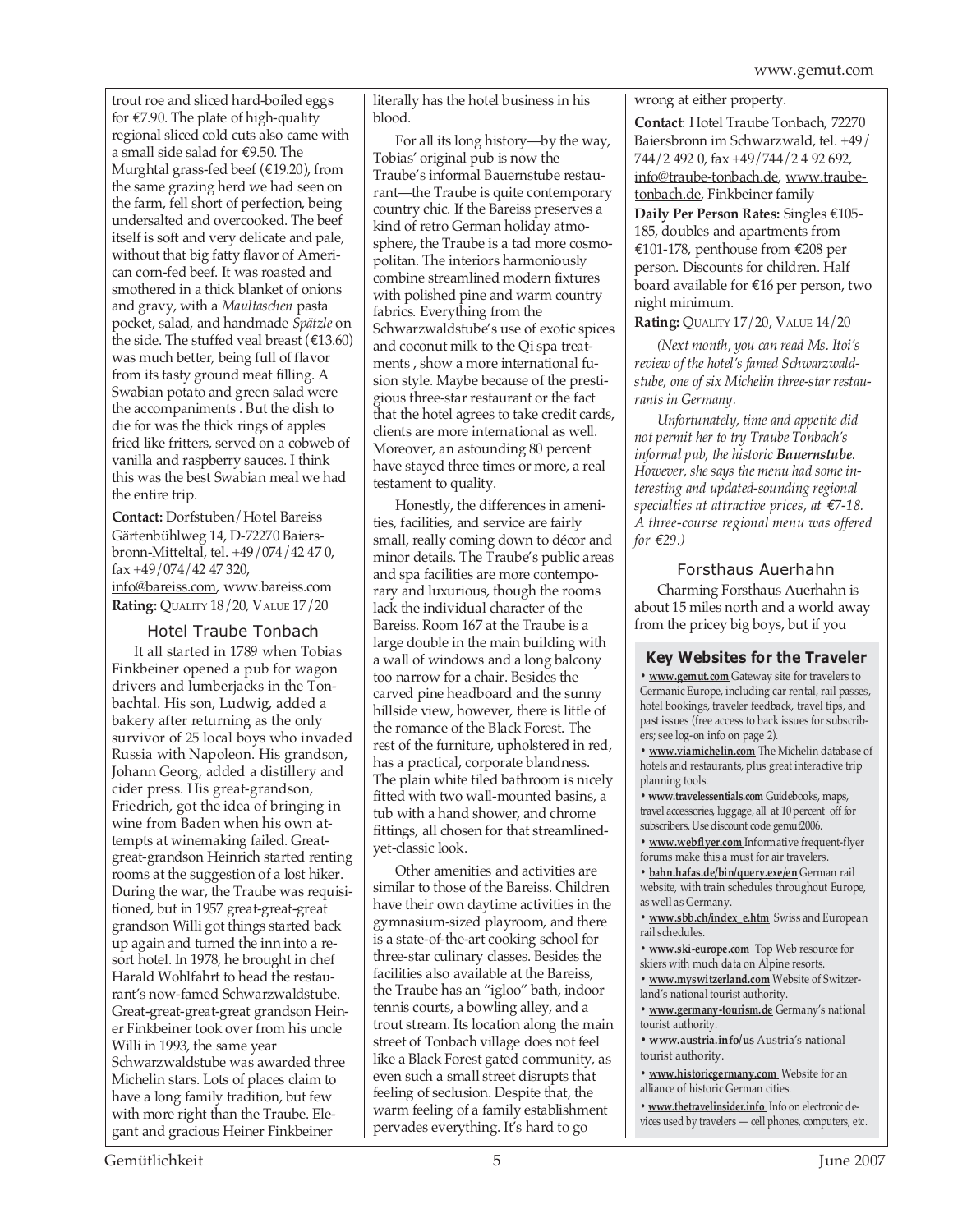trout roe and sliced hard-boiled eggs for €7.90. The plate of high-quality regional sliced cold cuts also came with a small side salad for €9.50. The Murghtal grass-fed beef (€19.20), from the same grazing herd we had seen on the farm, fell short of perfection, being undersalted and overcooked. The beef itself is soft and very delicate and pale, without that big fatty flavor of American corn-fed beef. It was roasted and smothered in a thick blanket of onions and gravy, with a *Maultaschen* pasta pocket, salad, and handmade *Spätzle* on the side. The stuffed veal breast (€13.60) was much better, being full of flavor from its tasty ground meat filling. A Swabian potato and green salad were the accompaniments . But the dish to die for was the thick rings of apples fried like fritters, served on a cobweb of vanilla and raspberry sauces. I think this was the best Swabian meal we had the entire trip.

**Contact:** Dorfstuben/Hotel Bareiss Gärtenbühlweg 14, D-72270 Baiersbronn-Mitteltal, tel. +49/074/42 47 0, fax +49/074/42 47 320, info@bareiss.com, www.bareiss.com
**Rating:** QUALITY 18/20, VALUE 17/20

### Hotel Traube Tonbach

It all started in 1789 when Tobias Finkbeiner opened a pub for wagon drivers and lumberjacks in the Tonbachtal. His son, Ludwig, added a bakery after returning as the only survivor of 25 local boys who invaded Russia with Napoleon. His grandson, Johann Georg, added a distillery and cider press. His great-grandson, Friedrich, got the idea of bringing in wine from Baden when his own attempts at winemaking failed. Great-great-grandson Heinrich started renting rooms at the suggestion of a lost hiker. During the war, the Traube was requisitioned, but in 1957 great-great-great grandson Willi got things started back up again and turned the inn into a resort hotel. In 1978, he brought in chef Harald Wohlfahrt to head the restaurant's now-famed Schwarzwaldstube. Great-great-great-great grandson Heiner Finkbeiner took over from his uncle Willi in 1993, the same year Schwarzwaldstube was awarded three Michelin stars. Lots of places claim to have a long family tradition, but few with more right than the Traube. Elegant and gracious Heiner Finkbeiner literally has the hotel business in his blood.

For all its long history—by the way, Tobias' original pub is now the Traube's informal Bauernstube restaurant—the Traube is quite contemporary country chic. If the Bareiss preserves a kind of retro German holiday atmosphere, the Traube is a tad more cosmopolitan. The interiors harmoniously combine streamlined modern fixtures with polished pine and warm country fabrics. Everything from the Schwarzwaldstube's use of exotic spices and coconut milk to the Qi spa treatments , show a more international fusion style. Maybe because of the prestigious three-star restaurant or the fact that the hotel agrees to take credit cards, clients are more international as well. Moreover, an astounding 80 percent have stayed three times or more, a real testament to quality.

Honestly, the differences in amenities, facilities, and service are fairly small, really coming down to décor and minor details. The Traube's public areas and spa facilities are more contemporary and luxurious, though the rooms lack the individual character of the Bareiss. Room 167 at the Traube is a large double in the main building with a wall of windows and a long balcony too narrow for a chair. Besides the carved pine headboard and the sunny hillside view, however, there is little of the romance of the Black Forest. The rest of the furniture, upholstered in red, has a practical, corporate blandness. The plain white tiled bathroom is nicely fitted with two wall-mounted basins, a tub with a hand shower, and chrome fittings, all chosen for that streamlined-yet-classic look.

Other amenities and activities are similar to those of the Bareiss. Children have their own daytime activities in the gymnasium-sized playroom, and there is a state-of-the-art cooking school for three-star culinary classes. Besides the facilities also available at the Bareiss, the Traube has an "igloo" bath, indoor tennis courts, a bowling alley, and a trout stream. Its location along the main street of Tonbach village does not feel like a Black Forest gated community, as even such a small street disrupts that feeling of seclusion. Despite that, the warm feeling of a family establishment pervades everything. It's hard to go wrong at either property.

**Contact**: Hotel Traube Tonbach, 72270 Baiersbronn im Schwarzwald, tel. +49/744/2 492 0, fax +49/744/2 4 92 692, info@traube-tonbach.de, www.traube-tonbach.de, Finkbeiner family
**Daily Per Person Rates:** Singles €105-185, doubles and apartments from €101-178, penthouse from €208 per person. Discounts for children. Half board available for €16 per person, two night minimum.
**Rating:** QUALITY 17/20, VALUE 14/20

*(Next month, you can read Ms. Itoi's review of the hotel's famed Schwarzwaldstube, one of six Michelin three-star restaurants in Germany.*

*Unfortunately, time and appetite did not permit her to try Traube Tonbach's informal pub, the historic **Bauernstube**. However, she says the menu had some interesting and updated-sounding regional specialties at attractive prices, at €7-18. A three-course regional menu was offered for €29.)*

### Forsthaus Auerhahn

Charming Forsthaus Auerhahn is about 15 miles north and a world away from the pricey big boys, but if you

#### Key Websites for the Traveler

- **www.gemut.com** Gateway site for travelers to Germanic Europe, including car rental, rail passes, hotel bookings, traveler feedback, travel tips, and past issues (free access to back issues for subscribers; see log-on info on page 2).
- **www.viamichelin.com** The Michelin database of hotels and restaurants, plus great interactive trip planning tools.
- **www.travelessentials.com** Guidebooks, maps, travel accessories, luggage, all at 10 percent off for subscribers. Use discount code gemut2006.
- **www.webflyer.com** Informative frequent-flyer forums make this a must for air travelers.
- **bahn.hafas.de/bin/query.exe/en** German rail website, with train schedules throughout Europe, as well as Germany.
- **www.sbb.ch/index_e.htm** Swiss and European rail schedules.
- **www.ski-europe.com** Top Web resource for skiers with much data on Alpine resorts.
- **www.myswitzerland.com** Website of Switzerland's national tourist authority.
- **www.germany-tourism.de** Germany's national tourist authority.
- **www.austria.info/us** Austria's national tourist authority.
- **www.historicgermany.com** Website for an alliance of historic German cities.
- **www.thetravelinsider.info** Info on electronic devices used by travelers — cell phones, computers, etc.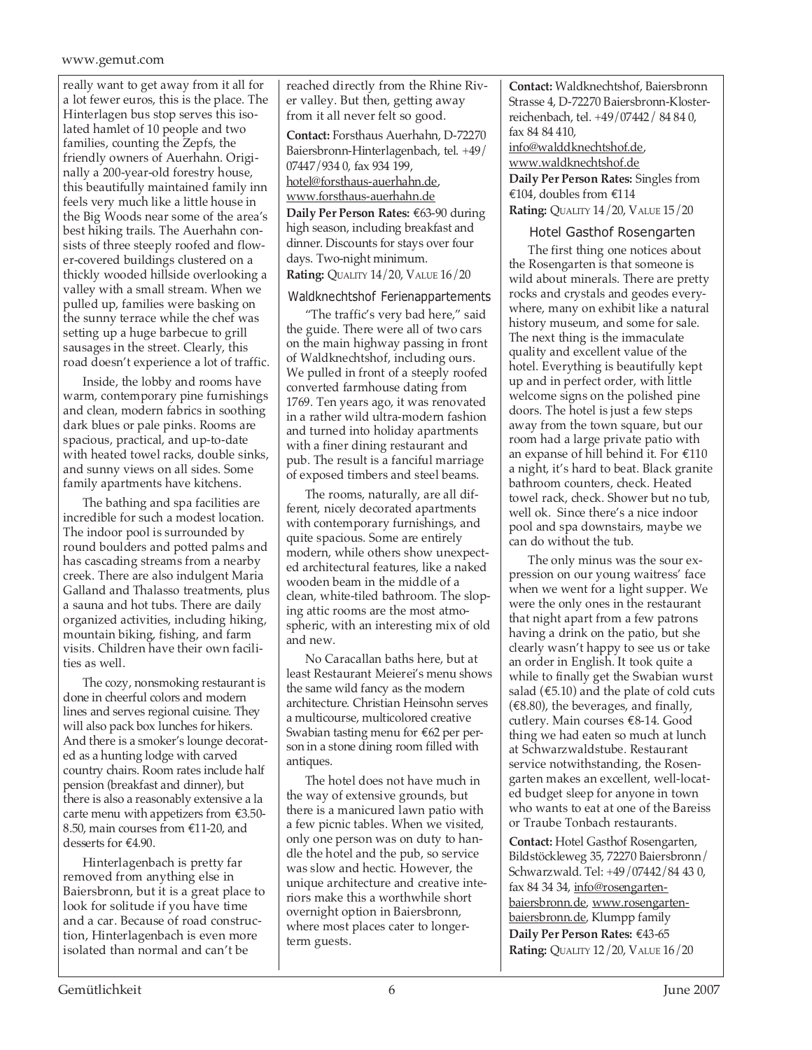really want to get away from it all for a lot fewer euros, this is the place. The Hinterlagen bus stop serves this isolated hamlet of 10 people and two families, counting the Zepfs, the friendly owners of Auerhahn. Originally a 200-year-old forestry house, this beautifully maintained family inn feels very much like a little house in the Big Woods near some of the area's best hiking trails. The Auerhahn consists of three steeply roofed and flower-covered buildings clustered on a thickly wooded hillside overlooking a valley with a small stream. When we pulled up, families were basking on the sunny terrace while the chef was setting up a huge barbecue to grill sausages in the street. Clearly, this road doesn't experience a lot of traffic.

Inside, the lobby and rooms have warm, contemporary pine furnishings and clean, modern fabrics in soothing dark blues or pale pinks. Rooms are spacious, practical, and up-to-date with heated towel racks, double sinks, and sunny views on all sides. Some family apartments have kitchens.

The bathing and spa facilities are incredible for such a modest location. The indoor pool is surrounded by round boulders and potted palms and has cascading streams from a nearby creek. There are also indulgent Maria Galland and Thalasso treatments, plus a sauna and hot tubs. There are daily organized activities, including hiking, mountain biking, fishing, and farm visits. Children have their own facilities as well.

The cozy, nonsmoking restaurant is done in cheerful colors and modern lines and serves regional cuisine. They will also pack box lunches for hikers. And there is a smoker's lounge decorated as a hunting lodge with carved country chairs. Room rates include half pension (breakfast and dinner), but there is also a reasonably extensive a la carte menu with appetizers from €3.50-8.50, main courses from €11-20, and desserts for €4.90.

Hinterlagenbach is pretty far removed from anything else in Baiersbronn, but it is a great place to look for solitude if you have time and a car. Because of road construction, Hinterlagenbach is even more isolated than normal and can't be reached directly from the Rhine River valley. But then, getting away from it all never felt so good.

**Contact:** Forsthaus Auerhahn, D-72270 Baiersbronn-Hinterlagenbach, tel. +49/07447/934 0, fax 934 199, hotel@forsthaus-auerhahn.de, www.forsthaus-auerhahn.de

**Daily Per Person Rates:** €63-90 during high season, including breakfast and dinner. Discounts for stays over four days. Two-night minimum.

**Rating:** QUALITY 14/20, VALUE 16/20

### Waldknechtshof Ferienappartements

"The traffic's very bad here," said the guide. There were all of two cars on the main highway passing in front of Waldknechtshof, including ours. We pulled in front of a steeply roofed converted farmhouse dating from 1769. Ten years ago, it was renovated in a rather wild ultra-modern fashion and turned into holiday apartments with a finer dining restaurant and pub. The result is a fanciful marriage of exposed timbers and steel beams.

The rooms, naturally, are all different, nicely decorated apartments with contemporary furnishings, and quite spacious. Some are entirely modern, while others show unexpected architectural features, like a naked wooden beam in the middle of a clean, white-tiled bathroom. The sloping attic rooms are the most atmospheric, with an interesting mix of old and new.

No Caracallan baths here, but at least Restaurant Meierei's menu shows the same wild fancy as the modern architecture. Christian Heinsohn serves a multicourse, multicolored creative Swabian tasting menu for €62 per person in a stone dining room filled with antiques.

The hotel does not have much in the way of extensive grounds, but there is a manicured lawn patio with a few picnic tables. When we visited, only one person was on duty to handle the hotel and the pub, so service was slow and hectic. However, the unique architecture and creative interiors make this a worthwhile short overnight option in Baiersbronn, where most places cater to longer-term guests.

**Contact:** Waldknechtshof, Baiersbronn Strasse 4, D-72270 Baiersbronn-Klosterreichenbach, tel. +49/07442/ 84 84 0, fax 84 84 410, info@walddknechtshof.de, www.waldknechtshof.de

**Daily Per Person Rates:** Singles from €104, doubles from €114

**Rating:** QUALITY 14/20, VALUE 15/20

### Hotel Gasthof Rosengarten

The first thing one notices about the Rosengarten is that someone is wild about minerals. There are pretty rocks and crystals and geodes everywhere, many on exhibit like a natural history museum, and some for sale. The next thing is the immaculate quality and excellent value of the hotel. Everything is beautifully kept up and in perfect order, with little welcome signs on the polished pine doors. The hotel is just a few steps away from the town square, but our room had a large private patio with an expanse of hill behind it. For €110 a night, it's hard to beat. Black granite bathroom counters, check. Heated towel rack, check. Shower but no tub, well ok. Since there's a nice indoor pool and spa downstairs, maybe we can do without the tub.

The only minus was the sour expression on our young waitress' face when we went for a light supper. We were the only ones in the restaurant that night apart from a few patrons having a drink on the patio, but she clearly wasn't happy to see us or take an order in English. It took quite a while to finally get the Swabian wurst salad (€5.10) and the plate of cold cuts (€8.80), the beverages, and finally, cutlery. Main courses €8-14. Good thing we had eaten so much at lunch at Schwarzwaldstube. Restaurant service notwithstanding, the Rosengarten makes an excellent, well-located budget sleep for anyone in town who wants to eat at one of the Bareiss or Traube Tonbach restaurants.

**Contact:** Hotel Gasthof Rosengarten, Bildstöckleweg 35, 72270 Baiersbronn/Schwarzwald. Tel: +49/07442/84 43 0, fax 84 34 34, info@rosengarten-baiersbronn.de, www.rosengarten-baiersbronn.de, Klumpp family

**Daily Per Person Rates:** €43-65

**Rating:** QUALITY 12/20, VALUE 16/20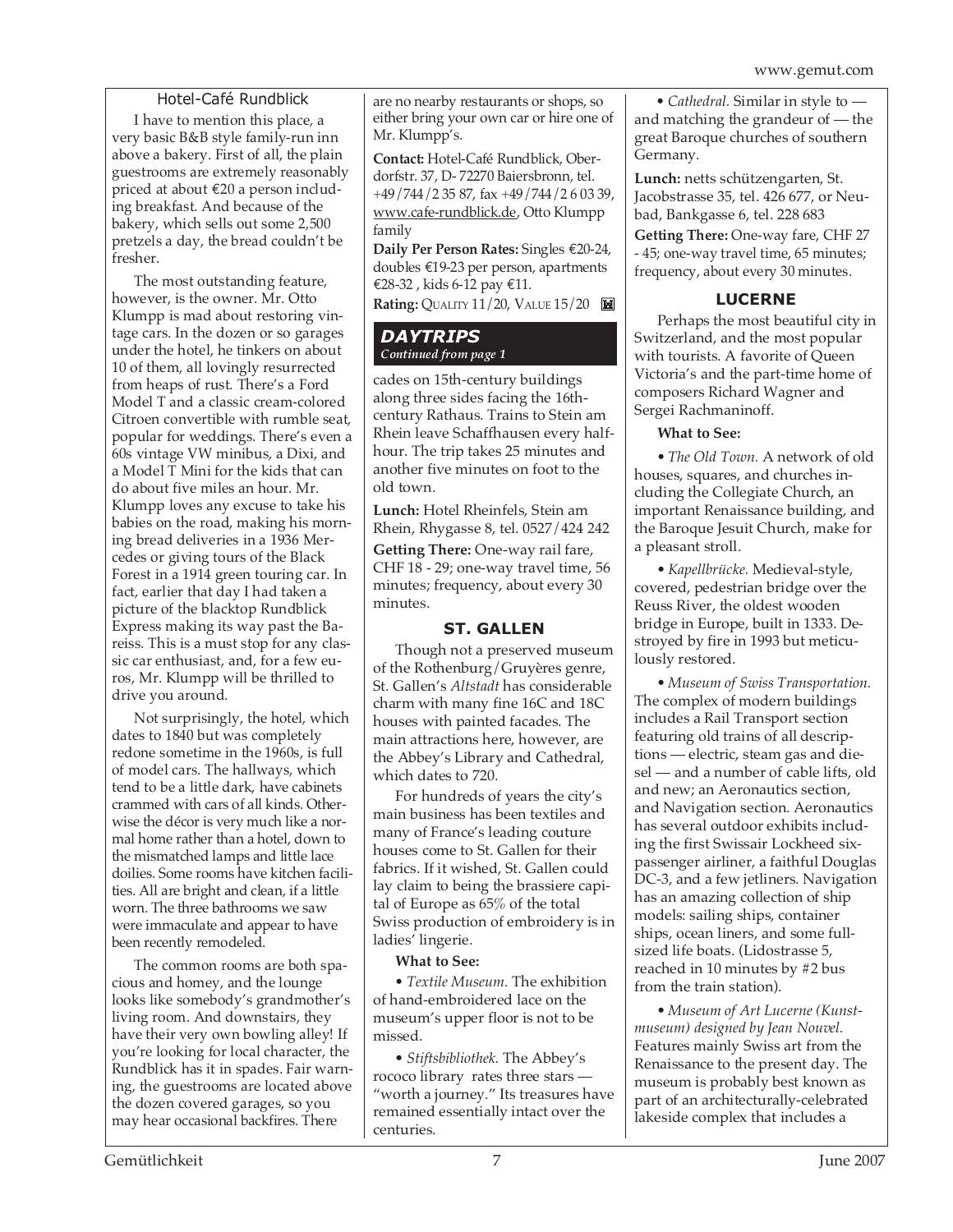### Hotel-Café Rundblick

I have to mention this place, a very basic B&B style family-run inn above a bakery. First of all, the plain guestrooms are extremely reasonably priced at about €20 a person including breakfast. And because of the bakery, which sells out some 2,500 pretzels a day, the bread couldn't be fresher.

The most outstanding feature, however, is the owner. Mr. Otto Klumpp is mad about restoring vintage cars. In the dozen or so garages under the hotel, he tinkers on about 10 of them, all lovingly resurrected from heaps of rust. There's a Ford Model T and a classic cream-colored Citroen convertible with rumble seat, popular for weddings. There's even a 60s vintage VW minibus, a Dixi, and a Model T Mini for the kids that can do about five miles an hour. Mr. Klumpp loves any excuse to take his babies on the road, making his morning bread deliveries in a 1936 Mercedes or giving tours of the Black Forest in a 1914 green touring car. In fact, earlier that day I had taken a picture of the blacktop Rundblick Express making its way past the Bareiss. This is a must stop for any classic car enthusiast, and, for a few euros, Mr. Klumpp will be thrilled to drive you around.

Not surprisingly, the hotel, which dates to 1840 but was completely redone sometime in the 1960s, is full of model cars. The hallways, which tend to be a little dark, have cabinets crammed with cars of all kinds. Otherwise the décor is very much like a normal home rather than a hotel, down to the mismatched lamps and little lace doilies. Some rooms have kitchen facilities. All are bright and clean, if a little worn. The three bathrooms we saw were immaculate and appear to have been recently remodeled.

The common rooms are both spacious and homey, and the lounge looks like somebody's grandmother's living room. And downstairs, they have their very own bowling alley! If you're looking for local character, the Rundblick has it in spades. Fair warning, the guestrooms are located above the dozen covered garages, so you may hear occasional backfires. There are no nearby restaurants or shops, so either bring your own car or hire one of Mr. Klumpp's.

**Contact:** Hotel-Café Rundblick, Oberdorfstr. 37, D- 72270 Baiersbronn, tel. +49/744/2 35 87, fax +49/744/2 6 03 39, www.cafe-rundblick.de, Otto Klumpp family

**Daily Per Person Rates:** Singles €20-24, doubles €19-23 per person, apartments €28-32 , kids 6-12 pay €11.

**Rating:** QUALITY 11/20, VALUE 15/20

## DAYTRIPS

*Continued from page 1*

cades on 15th-century buildings along three sides facing the 16th-century Rathaus. Trains to Stein am Rhein leave Schaffhausen every half-hour. The trip takes 25 minutes and another five minutes on foot to the old town.

**Lunch:** Hotel Rheinfels, Stein am Rhein, Rhygasse 8, tel. 0527/424 242

**Getting There:** One-way rail fare, CHF 18 - 29; one-way travel time, 56 minutes; frequency, about every 30 minutes.

### ST. GALLEN

Though not a preserved museum of the Rothenburg/Gruyères genre, St. Gallen's *Altstadt* has considerable charm with many fine 16C and 18C houses with painted facades. The main attractions here, however, are the Abbey's Library and Cathedral, which dates to 720.

For hundreds of years the city's main business has been textiles and many of France's leading couture houses come to St. Gallen for their fabrics. If it wished, St. Gallen could lay claim to being the brassiere capital of Europe as 65% of the total Swiss production of embroidery is in ladies' lingerie.

**What to See:**

• *Textile Museum.* The exhibition of hand-embroidered lace on the museum's upper floor is not to be missed.

• *Stiftsbibliothek.* The Abbey's rococo library rates three stars — "worth a journey." Its treasures have remained essentially intact over the centuries.

• *Cathedral.* Similar in style to — and matching the grandeur of — the great Baroque churches of southern Germany.

**Lunch:** netts schützengarten, St. Jacobstrasse 35, tel. 426 677, or Neubad, Bankgasse 6, tel. 228 683

**Getting There:** One-way fare, CHF 27 - 45; one-way travel time, 65 minutes; frequency, about every 30 minutes.

### LUCERNE

Perhaps the most beautiful city in Switzerland, and the most popular with tourists. A favorite of Queen Victoria's and the part-time home of composers Richard Wagner and Sergei Rachmaninoff.

**What to See:**

• *The Old Town.* A network of old houses, squares, and churches including the Collegiate Church, an important Renaissance building, and the Baroque Jesuit Church, make for a pleasant stroll.

• *Kapellbrücke.* Medieval-style, covered, pedestrian bridge over the Reuss River, the oldest wooden bridge in Europe, built in 1333. Destroyed by fire in 1993 but meticulously restored.

• *Museum of Swiss Transportation.* The complex of modern buildings includes a Rail Transport section featuring old trains of all descriptions — electric, steam gas and diesel — and a number of cable lifts, old and new; an Aeronautics section, and Navigation section. Aeronautics has several outdoor exhibits including the first Swissair Lockheed six-passenger airliner, a faithful Douglas DC-3, and a few jetliners. Navigation has an amazing collection of ship models: sailing ships, container ships, ocean liners, and some full-sized life boats. (Lidostrasse 5, reached in 10 minutes by #2 bus from the train station).

• *Museum of Art Lucerne (Kunstmuseum) designed by Jean Nouvel.* Features mainly Swiss art from the Renaissance to the present day. The museum is probably best known as part of an architecturally-celebrated lakeside complex that includes a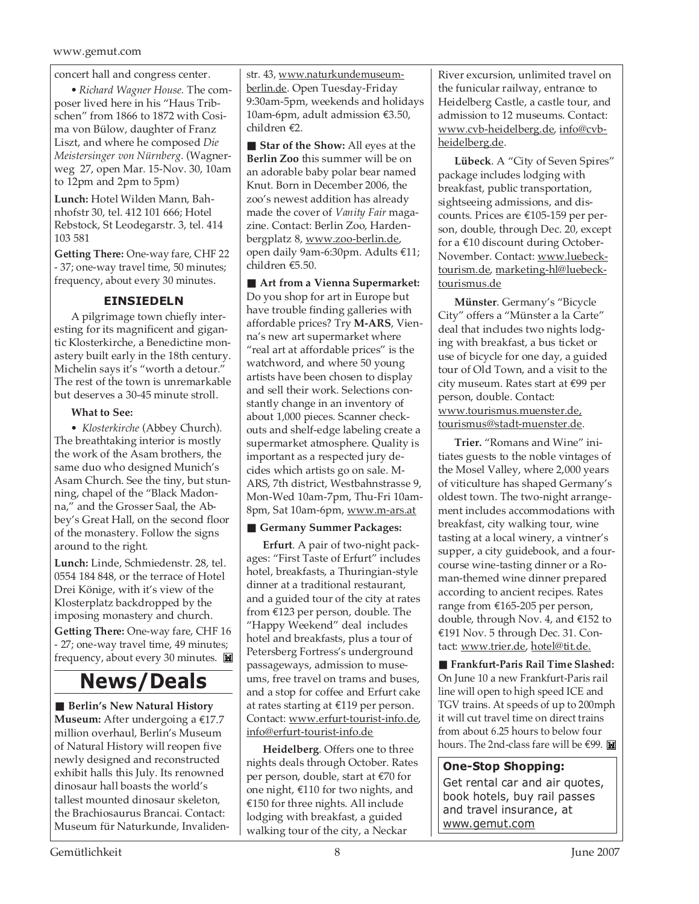concert hall and congress center.

• *Richard Wagner House.* The composer lived here in his "Haus Tribschen" from 1866 to 1872 with Cosima von Bülow, daughter of Franz Liszt, and where he composed *Die Meistersinger von Nürnberg*. (Wagnerweg 27, open Mar. 15-Nov. 30, 10am to 12pm and 2pm to 5pm)

**Lunch:** Hotel Wilden Mann, Bahnhofstr 30, tel. 412 101 666; Hotel Rebstock, St Leodegarstr. 3, tel. 414 103 581

**Getting There:** One-way fare, CHF 22 - 37; one-way travel time, 50 minutes; frequency, about every 30 minutes.

### EINSIEDELN

A pilgrimage town chiefly interesting for its magnificent and gigantic Klosterkirche, a Benedictine monastery built early in the 18th century. Michelin says it's "worth a detour." The rest of the town is unremarkable but deserves a 30-45 minute stroll.

**What to See:**

• *Klosterkirche* (Abbey Church). The breathtaking interior is mostly the work of the Asam brothers, the same duo who designed Munich's Asam Church. See the tiny, but stunning, chapel of the "Black Madonna," and the Grosser Saal, the Abbey's Great Hall, on the second floor of the monastery. Follow the signs around to the right.

**Lunch:** Linde, Schmiedenstr. 28, tel. 0554 184 848, or the terrace of Hotel Drei Könige, with it's view of the Klosterplatz backdropped by the imposing monastery and church.

**Getting There:** One-way fare, CHF 16 - 27; one-way travel time, 49 minutes; frequency, about every 30 minutes.

## News/Deals

■ **Berlin's New Natural History Museum:** After undergoing a €17.7 million overhaul, Berlin's Museum of Natural History will reopen five newly designed and reconstructed exhibit halls this July. Its renowned dinosaur hall boasts the world's tallest mounted dinosaur skeleton, the Brachiosaurus Brancai. Contact: Museum für Naturkunde, Invalidenstr. 43, www.naturkundemuseum-berlin.de. Open Tuesday-Friday 9:30am-5pm, weekends and holidays 10am-6pm, adult admission €3.50, children €2.

■ **Star of the Show:** All eyes at the **Berlin Zoo** this summer will be on an adorable baby polar bear named Knut. Born in December 2006, the zoo's newest addition has already made the cover of *Vanity Fair* magazine. Contact: Berlin Zoo, Hardenbergplatz 8, www.zoo-berlin.de, open daily 9am-6:30pm. Adults €11; children €5.50.

■ **Art from a Vienna Supermarket:** Do you shop for art in Europe but have trouble finding galleries with affordable prices? Try **M-ARS**, Vienna's new art supermarket where "real art at affordable prices" is the watchword, and where 50 young artists have been chosen to display and sell their work. Selections constantly change in an inventory of about 1,000 pieces. Scanner checkouts and shelf-edge labeling create a supermarket atmosphere. Quality is important as a respected jury decides which artists go on sale. M-ARS, 7th district, Westbahnstrasse 9, Mon-Wed 10am-7pm, Thu-Fri 10am-8pm, Sat 10am-6pm, www.m-ars.at

■ **Germany Summer Packages:**

**Erfurt**. A pair of two-night packages: "First Taste of Erfurt" includes hotel, breakfasts, a Thuringian-style dinner at a traditional restaurant, and a guided tour of the city at rates from €123 per person, double. The "Happy Weekend" deal includes hotel and breakfasts, plus a tour of Petersberg Fortress's underground passageways, admission to museums, free travel on trams and buses, and a stop for coffee and Erfurt cake at rates starting at €119 per person. Contact: www.erfurt-tourist-info.de, info@erfurt-tourist-info.de

**Heidelberg**. Offers one to three nights deals through October. Rates per person, double, start at €70 for one night, €110 for two nights, and €150 for three nights. All include lodging with breakfast, a guided walking tour of the city, a Neckar River excursion, unlimited travel on the funicular railway, entrance to Heidelberg Castle, a castle tour, and admission to 12 museums. Contact: www.cvb-heidelberg.de, info@cvb-heidelberg.de.

**Lübeck**. A "City of Seven Spires" package includes lodging with breakfast, public transportation, sightseeing admissions, and discounts. Prices are €105-159 per person, double, through Dec. 20, except for a €10 discount during October-November. Contact: www.luebeck-tourism.de, marketing-hl@luebeck-tourismus.de

**Münster**. Germany's "Bicycle City" offers a "Münster a la Carte" deal that includes two nights lodging with breakfast, a bus ticket or use of bicycle for one day, a guided tour of Old Town, and a visit to the city museum. Rates start at €99 per person, double. Contact: www.tourismus.muenster.de, tourismus@stadt-muenster.de.

**Trier.** "Romans and Wine" initiates guests to the noble vintages of the Mosel Valley, where 2,000 years of viticulture has shaped Germany's oldest town. The two-night arrangement includes accommodations with breakfast, city walking tour, wine tasting at a local winery, a vintner's supper, a city guidebook, and a four-course wine-tasting dinner or a Roman-themed wine dinner prepared according to ancient recipes. Rates range from €165-205 per person, double, through Nov. 4, and €152 to €191 Nov. 5 through Dec. 31. Contact: www.trier.de, hotel@tit.de.

■ **Frankfurt-Paris Rail Time Slashed:** On June 10 a new Frankfurt-Paris rail line will open to high speed ICE and TGV trains. At speeds of up to 200mph it will cut travel time on direct trains from about 6.25 hours to below four hours. The 2nd-class fare will be €99.

**One-Stop Shopping:**
Get rental car and air quotes, book hotels, buy rail passes and travel insurance, at www.gemut.com